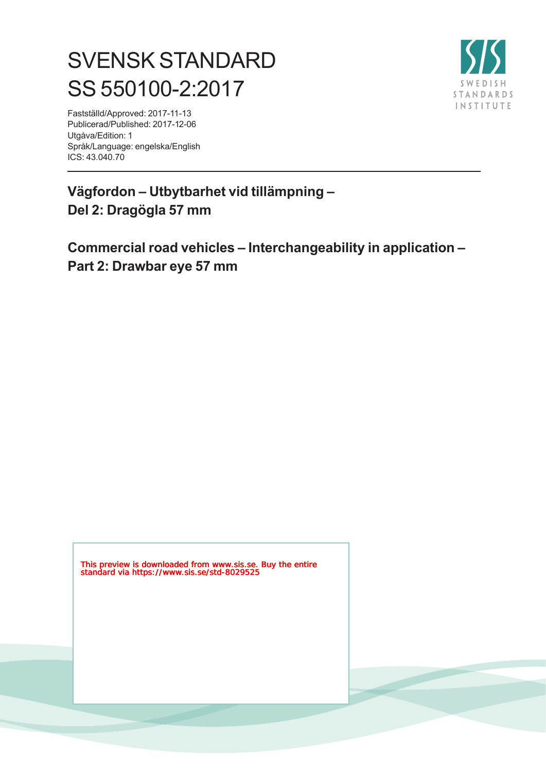# SVENSK STANDARD
# SS 550100-2:2017

Fastställd/Approved: 2017-11-13
Publicerad/Published: 2017-12-06
Utgåva/Edition: 1
Språk/Language: engelska/English
ICS: 43.040.70

## Vägfordon – Utbytbarhet vid tillämpning – Del 2: Dragögla 57 mm

## Commercial road vehicles – Interchangeability in application – Part 2: Drawbar eye 57 mm

This preview is downloaded from www.sis.se. Buy the entire standard via https://www.sis.se/std-8029525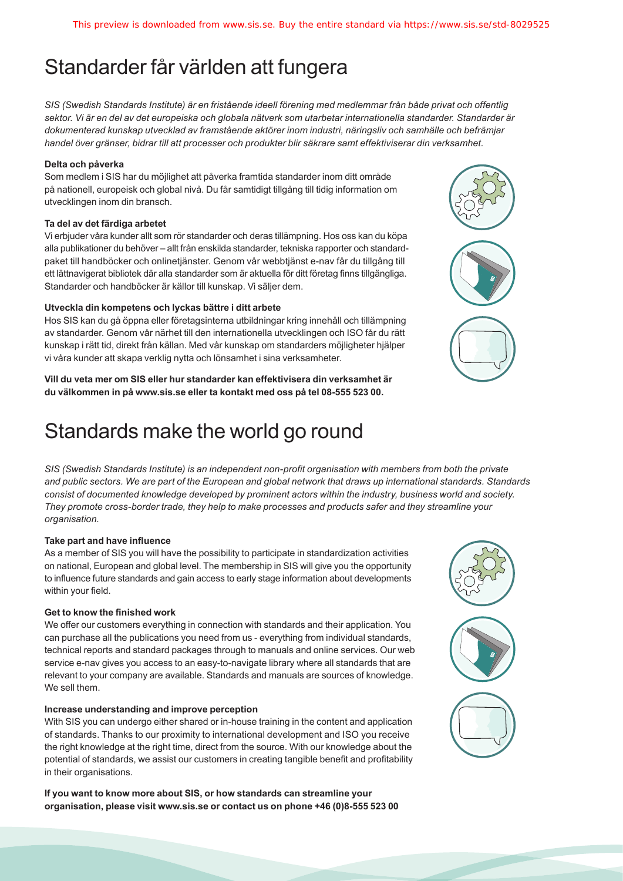# Standarder får världen att fungera

*SIS (Swedish Standards Institute) är en fristående ideell förening med medlemmar från både privat och offentlig sektor. Vi är en del av det europeiska och globala nätverk som utarbetar internationella standarder. Standarder är dokumenterad kunskap utvecklad av framstående aktörer inom industri, näringsliv och samhälle och befrämjar handel över gränser, bidrar till att processer och produkter blir säkrare samt effektiviserar din verksamhet.*

**Delta och påverka**

Som medlem i SIS har du möjlighet att påverka framtida standarder inom ditt område på nationell, europeisk och global nivå. Du får samtidigt tillgång till tidig information om utvecklingen inom din bransch.

**Ta del av det färdiga arbetet**

Vi erbjuder våra kunder allt som rör standarder och deras tillämpning. Hos oss kan du köpa alla publikationer du behöver – allt från enskilda standarder, tekniska rapporter och standardpaket till handböcker och onlinetjänster. Genom vår webbtjänst e-nav får du tillgång till ett lättnavigerat bibliotek där alla standarder som är aktuella för ditt företag finns tillgängliga. Standarder och handböcker är källor till kunskap. Vi säljer dem.

**Utveckla din kompetens och lyckas bättre i ditt arbete**

Hos SIS kan du gå öppna eller företagsinterna utbildningar kring innehåll och tillämpning av standarder. Genom vår närhet till den internationella utvecklingen och ISO får du rätt kunskap i rätt tid, direkt från källan. Med vår kunskap om standarders möjligheter hjälper vi våra kunder att skapa verklig nytta och lönsamhet i sina verksamheter.

**Vill du veta mer om SIS eller hur standarder kan effektivisera din verksamhet är du välkommen in på www.sis.se eller ta kontakt med oss på tel 08-555 523 00.**

# Standards make the world go round

*SIS (Swedish Standards Institute) is an independent non-profit organisation with members from both the private and public sectors. We are part of the European and global network that draws up international standards. Standards consist of documented knowledge developed by prominent actors within the industry, business world and society. They promote cross-border trade, they help to make processes and products safer and they streamline your organisation.*

**Take part and have influence**

As a member of SIS you will have the possibility to participate in standardization activities on national, European and global level. The membership in SIS will give you the opportunity to influence future standards and gain access to early stage information about developments within your field.

**Get to know the finished work**

We offer our customers everything in connection with standards and their application. You can purchase all the publications you need from us - everything from individual standards, technical reports and standard packages through to manuals and online services. Our web service e-nav gives you access to an easy-to-navigate library where all standards that are relevant to your company are available. Standards and manuals are sources of knowledge. We sell them.

**Increase understanding and improve perception**

With SIS you can undergo either shared or in-house training in the content and application of standards. Thanks to our proximity to international development and ISO you receive the right knowledge at the right time, direct from the source. With our knowledge about the potential of standards, we assist our customers in creating tangible benefit and profitability in their organisations.

**If you want to know more about SIS, or how standards can streamline your organisation, please visit www.sis.se or contact us on phone +46 (0)8-555 523 00**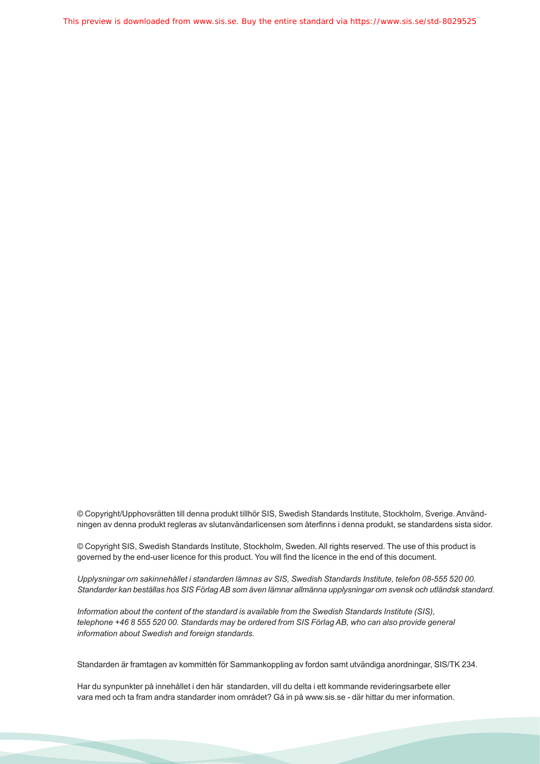© Copyright/Upphovsrätten till denna produkt tillhör SIS, Swedish Standards Institute, Stockholm, Sverige. Användningen av denna produkt regleras av slutanvändarlicensen som återfinns i denna produkt, se standardens sista sidor.

© Copyright SIS, Swedish Standards Institute, Stockholm, Sweden. All rights reserved. The use of this product is governed by the end-user licence for this product. You will find the licence in the end of this document.

*Upplysningar om sakinnehållet i standarden lämnas av SIS, Swedish Standards Institute, telefon 08-555 520 00. Standarder kan beställas hos SIS Förlag AB som även lämnar allmänna upplysningar om svensk och utländsk standard.*

*Information about the content of the standard is available from the Swedish Standards Institute (SIS), telephone +46 8 555 520 00. Standards may be ordered from SIS Förlag AB, who can also provide general information about Swedish and foreign standards.*

Standarden är framtagen av kommittén för Sammankoppling av fordon samt utvändiga anordningar, SIS/TK 234.

Har du synpunkter på innehållet i den här standarden, vill du delta i ett kommande revideringsarbete eller vara med och ta fram andra standarder inom området? Gå in på www.sis.se - där hittar du mer information.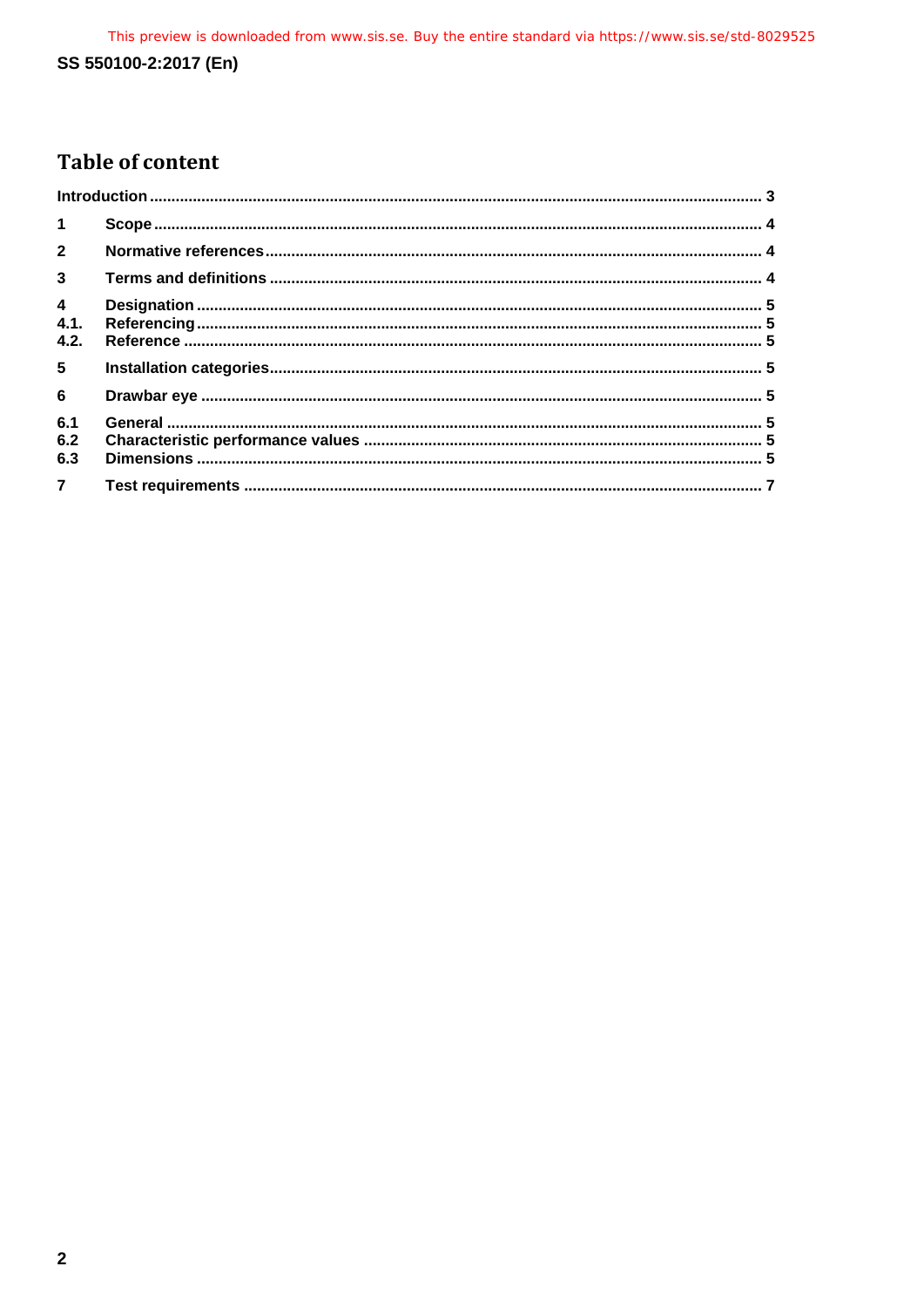## Table of content

| | | |
|---|---|---|
| Introduction | | 3 |
| 1 | Scope | 4 |
| 2 | Normative references | 4 |
| 3 | Terms and definitions | 4 |
| 4 | Designation | 5 |
| 4.1. | Referencing | 5 |
| 4.2. | Reference | 5 |
| 5 | Installation categories | 5 |
| 6 | Drawbar eye | 5 |
| 6.1 | General | 5 |
| 6.2 | Characteristic performance values | 5 |
| 6.3 | Dimensions | 5 |
| 7 | Test requirements | 7 |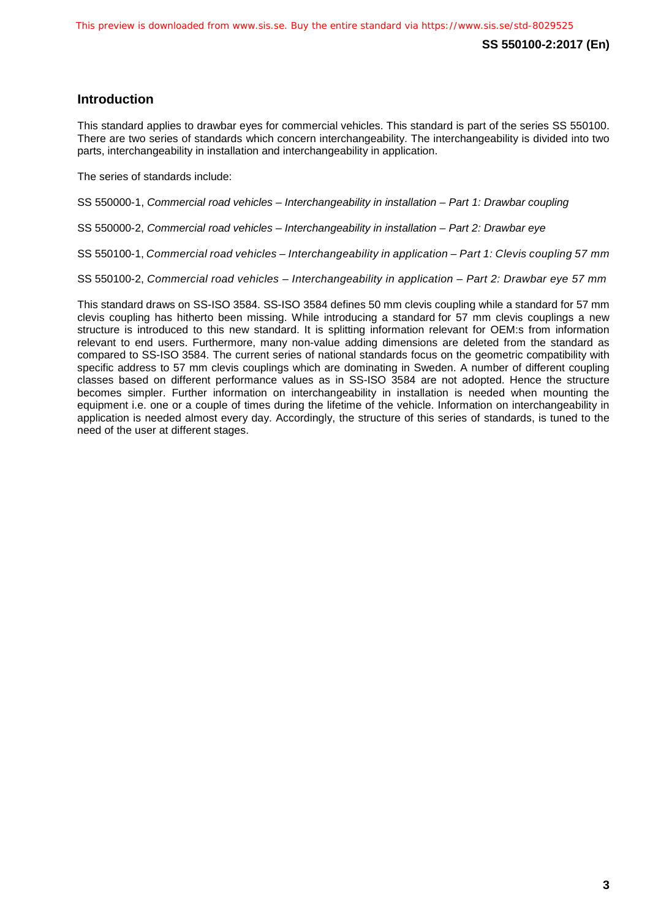## Introduction

This standard applies to drawbar eyes for commercial vehicles. This standard is part of the series SS 550100. There are two series of standards which concern interchangeability. The interchangeability is divided into two parts, interchangeability in installation and interchangeability in application.

The series of standards include:

SS 550000-1, *Commercial road vehicles – Interchangeability in installation – Part 1: Drawbar coupling*

SS 550000-2, *Commercial road vehicles – Interchangeability in installation – Part 2: Drawbar eye*

SS 550100-1, *Commercial road vehicles – Interchangeability in application – Part 1: Clevis coupling 57 mm*

SS 550100-2, *Commercial road vehicles – Interchangeability in application – Part 2: Drawbar eye 57 mm*

This standard draws on SS-ISO 3584. SS-ISO 3584 defines 50 mm clevis coupling while a standard for 57 mm clevis coupling has hitherto been missing. While introducing a standard for 57 mm clevis couplings a new structure is introduced to this new standard. It is splitting information relevant for OEM:s from information relevant to end users. Furthermore, many non-value adding dimensions are deleted from the standard as compared to SS-ISO 3584. The current series of national standards focus on the geometric compatibility with specific address to 57 mm clevis couplings which are dominating in Sweden. A number of different coupling classes based on different performance values as in SS-ISO 3584 are not adopted. Hence the structure becomes simpler. Further information on interchangeability in installation is needed when mounting the equipment i.e. one or a couple of times during the lifetime of the vehicle. Information on interchangeability in application is needed almost every day. Accordingly, the structure of this series of standards, is tuned to the need of the user at different stages.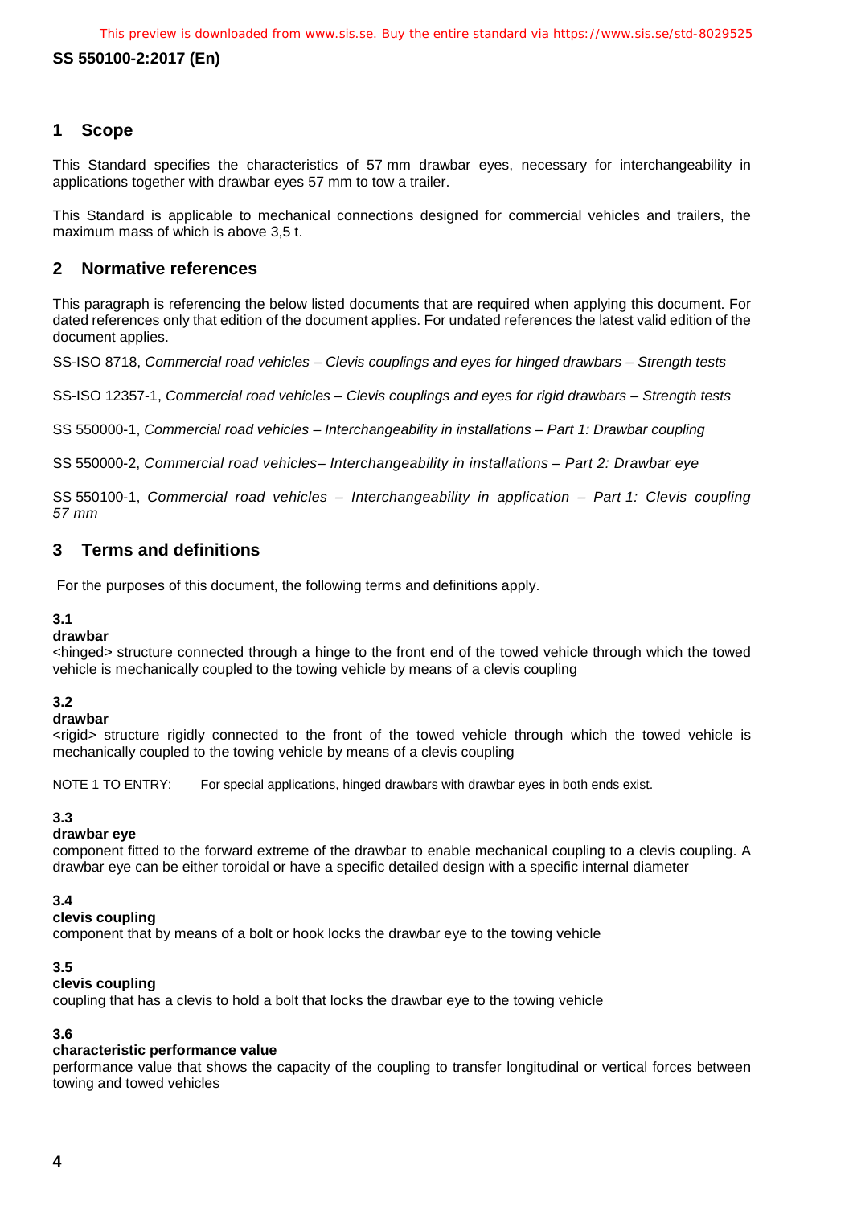## 1 Scope

This Standard specifies the characteristics of 57 mm drawbar eyes, necessary for interchangeability in applications together with drawbar eyes 57 mm to tow a trailer.

This Standard is applicable to mechanical connections designed for commercial vehicles and trailers, the maximum mass of which is above 3,5 t.

## 2 Normative references

This paragraph is referencing the below listed documents that are required when applying this document. For dated references only that edition of the document applies. For undated references the latest valid edition of the document applies.

SS-ISO 8718, *Commercial road vehicles – Clevis couplings and eyes for hinged drawbars – Strength tests*

SS-ISO 12357-1, *Commercial road vehicles – Clevis couplings and eyes for rigid drawbars – Strength tests*

SS 550000-1, *Commercial road vehicles – Interchangeability in installations – Part 1: Drawbar coupling*

SS 550000-2, *Commercial road vehicles– Interchangeability in installations – Part 2: Drawbar eye*

SS 550100-1, *Commercial road vehicles – Interchangeability in application – Part 1: Clevis coupling 57 mm*

## 3 Terms and definitions

For the purposes of this document, the following terms and definitions apply.

**3.1**
**drawbar**
<hinged> structure connected through a hinge to the front end of the towed vehicle through which the towed vehicle is mechanically coupled to the towing vehicle by means of a clevis coupling

**3.2**
**drawbar**
<rigid> structure rigidly connected to the front of the towed vehicle through which the towed vehicle is mechanically coupled to the towing vehicle by means of a clevis coupling

NOTE 1 TO ENTRY: For special applications, hinged drawbars with drawbar eyes in both ends exist.

**3.3**
**drawbar eye**
component fitted to the forward extreme of the drawbar to enable mechanical coupling to a clevis coupling. A drawbar eye can be either toroidal or have a specific detailed design with a specific internal diameter

**3.4**
**clevis coupling**
component that by means of a bolt or hook locks the drawbar eye to the towing vehicle

**3.5**
**clevis coupling**
coupling that has a clevis to hold a bolt that locks the drawbar eye to the towing vehicle

**3.6**
**characteristic performance value**
performance value that shows the capacity of the coupling to transfer longitudinal or vertical forces between towing and towed vehicles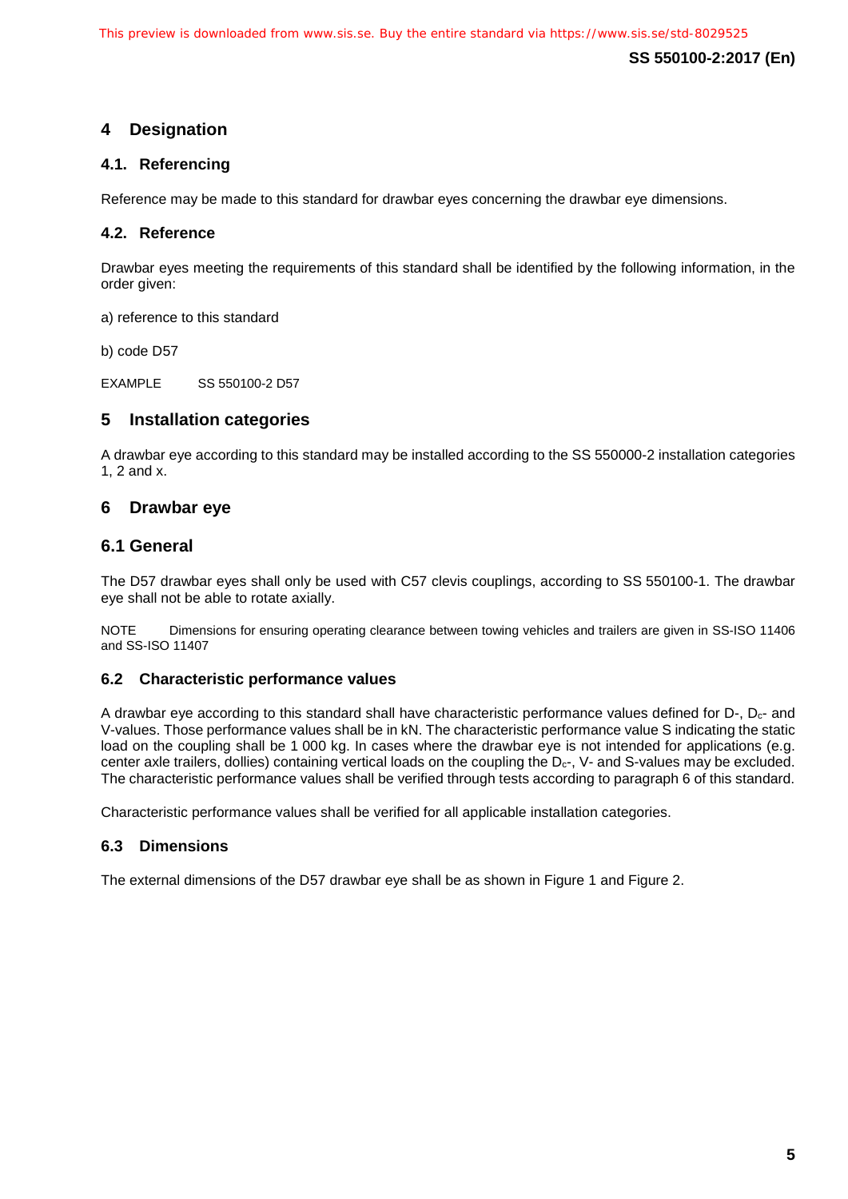## 4 Designation

### 4.1. Referencing

Reference may be made to this standard for drawbar eyes concerning the drawbar eye dimensions.

### 4.2. Reference

Drawbar eyes meeting the requirements of this standard shall be identified by the following information, in the order given:

a) reference to this standard

b) code D57

EXAMPLE SS 550100-2 D57

## 5 Installation categories

A drawbar eye according to this standard may be installed according to the SS 550000-2 installation categories 1, 2 and x.

## 6 Drawbar eye

### 6.1 General

The D57 drawbar eyes shall only be used with C57 clevis couplings, according to SS 550100-1. The drawbar eye shall not be able to rotate axially.

NOTE Dimensions for ensuring operating clearance between towing vehicles and trailers are given in SS-ISO 11406 and SS-ISO 11407

### 6.2 Characteristic performance values

A drawbar eye according to this standard shall have characteristic performance values defined for D-, $D_c$- and V-values. Those performance values shall be in kN. The characteristic performance value S indicating the static load on the coupling shall be 1 000 kg. In cases where the drawbar eye is not intended for applications (e.g. center axle trailers, dollies) containing vertical loads on the coupling the $D_c$-, V- and S-values may be excluded. The characteristic performance values shall be verified through tests according to paragraph 6 of this standard.

Characteristic performance values shall be verified for all applicable installation categories.

### 6.3 Dimensions

The external dimensions of the D57 drawbar eye shall be as shown in Figure 1 and Figure 2.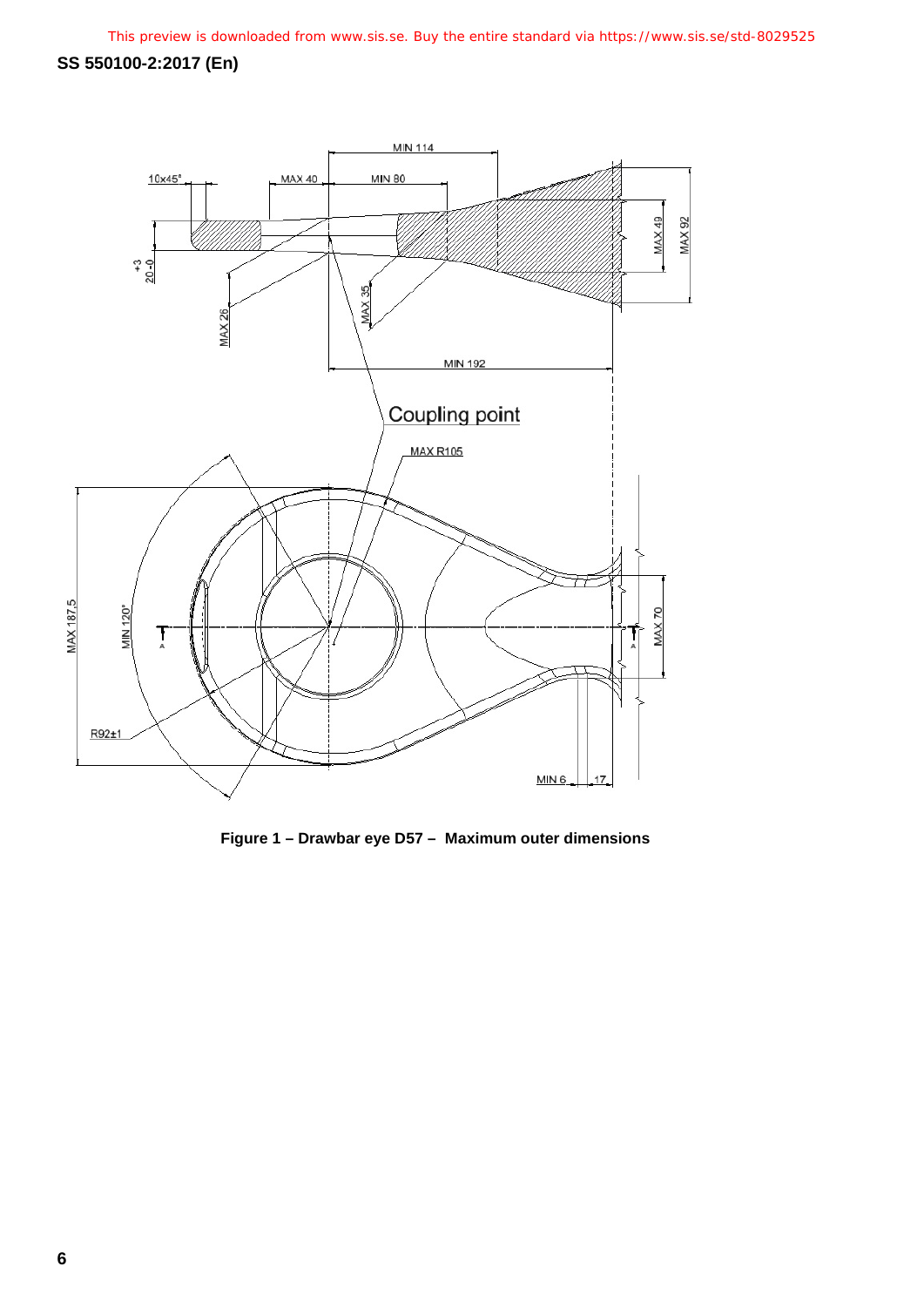MIN 114

10x45°

MAX 40

MIN 80

+3
20-0

MAX 26

MAX 35

MAX 49

MAX 92

MIN 192

Coupling point

MAX R105

MAX 187,5

MIN 120°

A

A

MAX 70

R92±1

MIN 6

17

**Figure 1 – Drawbar eye D57 – Maximum outer dimensions**